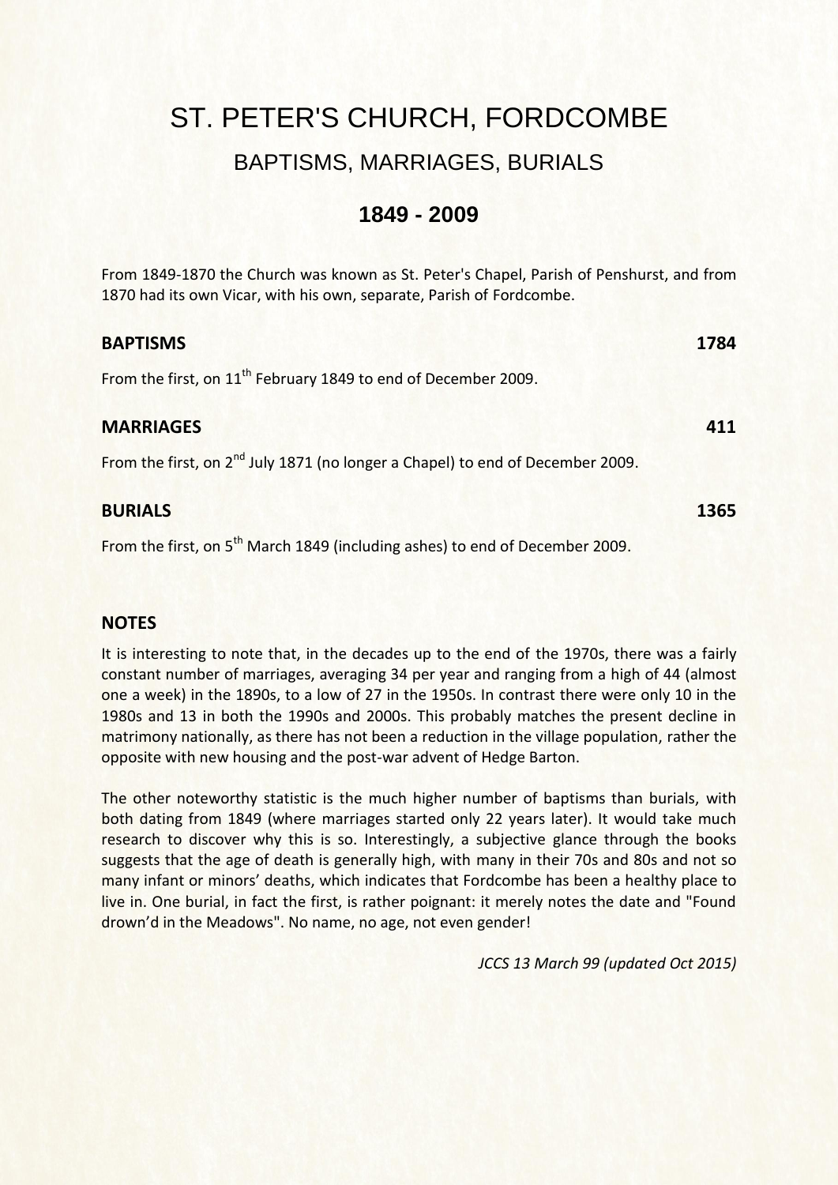# ST. PETER'S CHURCH, FORDCOMBE

## BAPTISMS, MARRIAGES, BURIALS

## 1849 - 2009

From 1849-1870 the Church was known as St. Peter's Chapel, Parish of Penshurst, and from 1870 had its own Vicar, with his own, separate, Parish of Fordcombe.

**BAPTISMS** **1784**

From the first, on 11th February 1849 to end of December 2009.

**MARRIAGES** **411**

From the first, on 2nd July 1871 (no longer a Chapel) to end of December 2009.

**BURIALS** **1365**

From the first, on 5th March 1849 (including ashes) to end of December 2009.

### NOTES

It is interesting to note that, in the decades up to the end of the 1970s, there was a fairly constant number of marriages, averaging 34 per year and ranging from a high of 44 (almost one a week) in the 1890s, to a low of 27 in the 1950s. In contrast there were only 10 in the 1980s and 13 in both the 1990s and 2000s. This probably matches the present decline in matrimony nationally, as there has not been a reduction in the village population, rather the opposite with new housing and the post-war advent of Hedge Barton.

The other noteworthy statistic is the much higher number of baptisms than burials, with both dating from 1849 (where marriages started only 22 years later). It would take much research to discover why this is so. Interestingly, a subjective glance through the books suggests that the age of death is generally high, with many in their 70s and 80s and not so many infant or minors' deaths, which indicates that Fordcombe has been a healthy place to live in. One burial, in fact the first, is rather poignant: it merely notes the date and "Found drown'd in the Meadows". No name, no age, not even gender!

*JCCS 13 March 99 (updated Oct 2015)*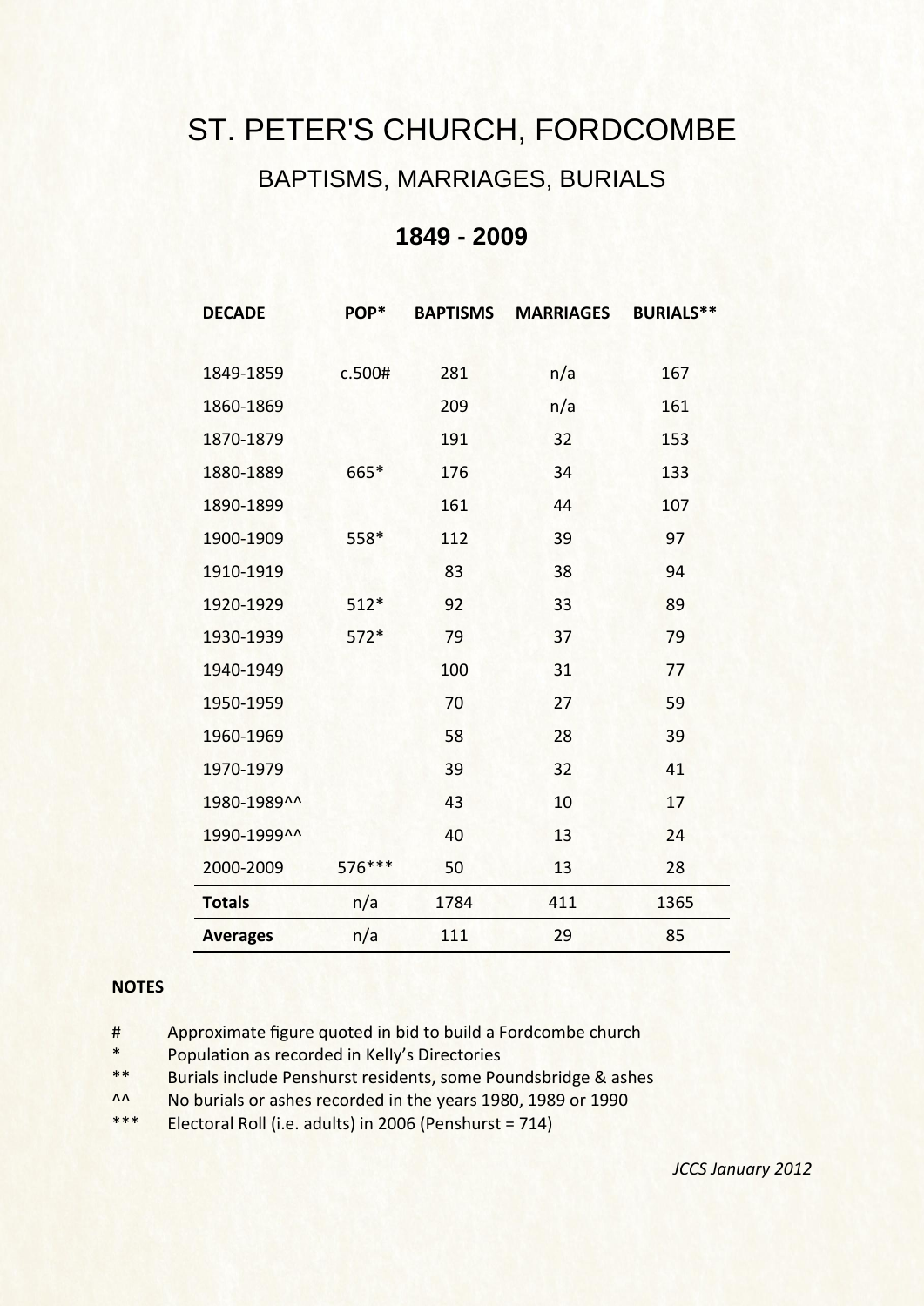# ST. PETER'S CHURCH, FORDCOMBE

## BAPTISMS, MARRIAGES, BURIALS

## 1849 - 2009

| DECADE | POP* | BAPTISMS | MARRIAGES | BURIALS** |
|---|---|---|---|---|
| 1849-1859 | c.500# | 281 | n/a | 167 |
| 1860-1869 | | 209 | n/a | 161 |
| 1870-1879 | | 191 | 32 | 153 |
| 1880-1889 | 665* | 176 | 34 | 133 |
| 1890-1899 | | 161 | 44 | 107 |
| 1900-1909 | 558* | 112 | 39 | 97 |
| 1910-1919 | | 83 | 38 | 94 |
| 1920-1929 | 512* | 92 | 33 | 89 |
| 1930-1939 | 572* | 79 | 37 | 79 |
| 1940-1949 | | 100 | 31 | 77 |
| 1950-1959 | | 70 | 27 | 59 |
| 1960-1969 | | 58 | 28 | 39 |
| 1970-1979 | | 39 | 32 | 41 |
| 1980-1989^^ | | 43 | 10 | 17 |
| 1990-1999^^ | | 40 | 13 | 24 |
| 2000-2009 | 576*** | 50 | 13 | 28 |
| **Totals** | n/a | 1784 | 411 | 1365 |
| **Averages** | n/a | 111 | 29 | 85 |

**NOTES**

- # Approximate figure quoted in bid to build a Fordcombe church
- * Population as recorded in Kelly's Directories
- ** Burials include Penshurst residents, some Poundsbridge & ashes
- ^^ No burials or ashes recorded in the years 1980, 1989 or 1990
- *** Electoral Roll (i.e. adults) in 2006 (Penshurst = 714)

*JCCS January 2012*